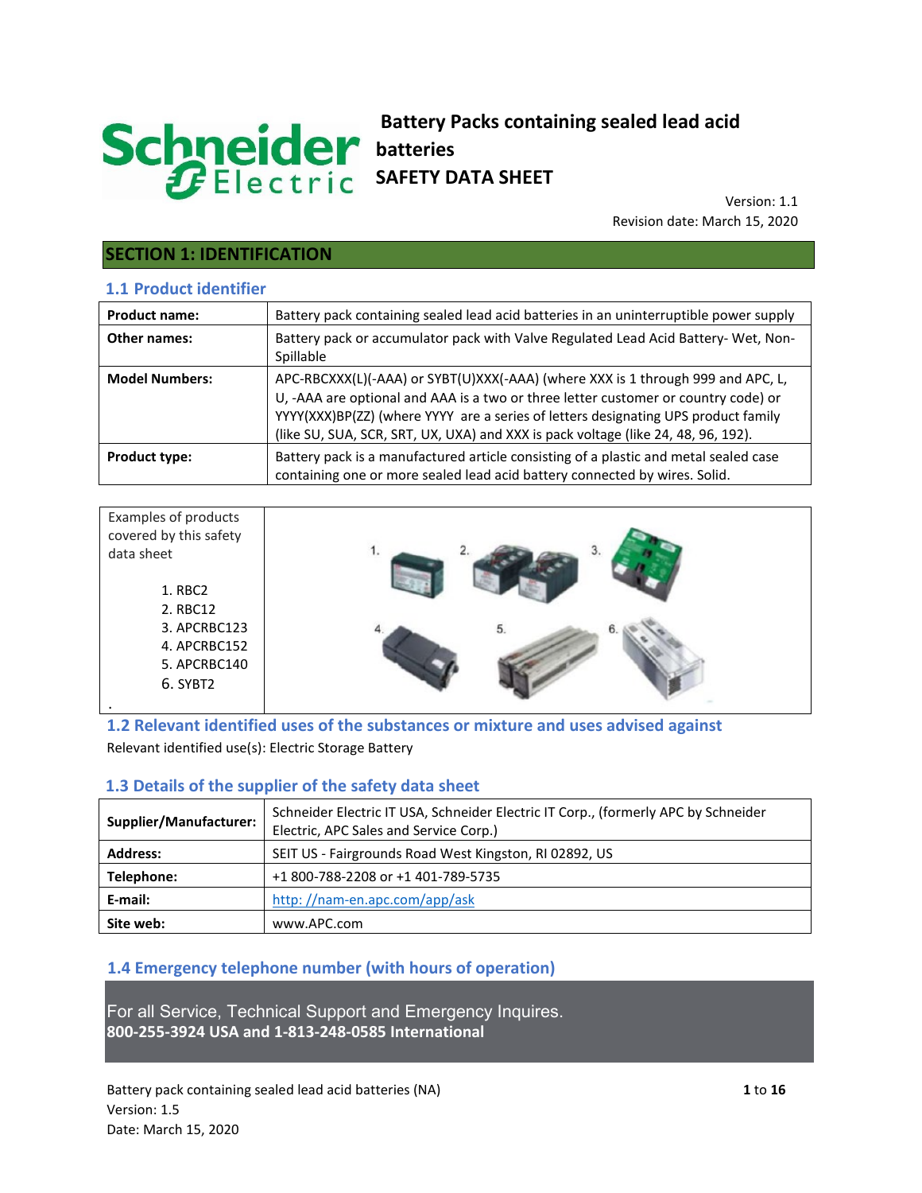# Battery Packs containing sealed lead acid batteries SAFETY DATA SHEET

Version: 1.1
Revision date: March 15, 2020

## SECTION 1: IDENTIFICATION

### 1.1 Product identifier

| Product name: | Battery pack containing sealed lead acid batteries in an uninterruptible power supply |
|---|---|
| Other names: | Battery pack or accumulator pack with Valve Regulated Lead Acid Battery- Wet, Non-Spillable |
| Model Numbers: | APC-RBCXXX(L)(-AAA) or SYBT(U)XXX(-AAA) (where XXX is 1 through 999 and APC, L, U, -AAA are optional and AAA is a two or three letter customer or country code) or YYYY(XXX)BP(ZZ) (where YYYY are a series of letters designating UPS product family (like SU, SUA, SCR, SRT, UX, UXA) and XXX is pack voltage (like 24, 48, 96, 192). |
| Product type: | Battery pack is a manufactured article consisting of a plastic and metal sealed case containing one or more sealed lead acid battery connected by wires. Solid. |

Examples of products covered by this safety data sheet

1. RBC2
2. RBC12
3. APCRBC123
4. APCRBC152
5. APCRBC140
6. SYBT2

### 1.2 Relevant identified uses of the substances or mixture and uses advised against

Relevant identified use(s): Electric Storage Battery

### 1.3 Details of the supplier of the safety data sheet

| Supplier/Manufacturer: | Schneider Electric IT USA, Schneider Electric IT Corp., (formerly APC by Schneider Electric, APC Sales and Service Corp.) |
|---|---|
| Address: | SEIT US - Fairgrounds Road West Kingston, RI 02892, US |
| Telephone: | +1 800-788-2208 or +1 401-789-5735 |
| E-mail: | http: //nam-en.apc.com/app/ask |
| Site web: | www.APC.com |

### 1.4 Emergency telephone number (with hours of operation)

For all Service, Technical Support and Emergency Inquires.
**800-255-3924 USA and 1-813-248-0585 International**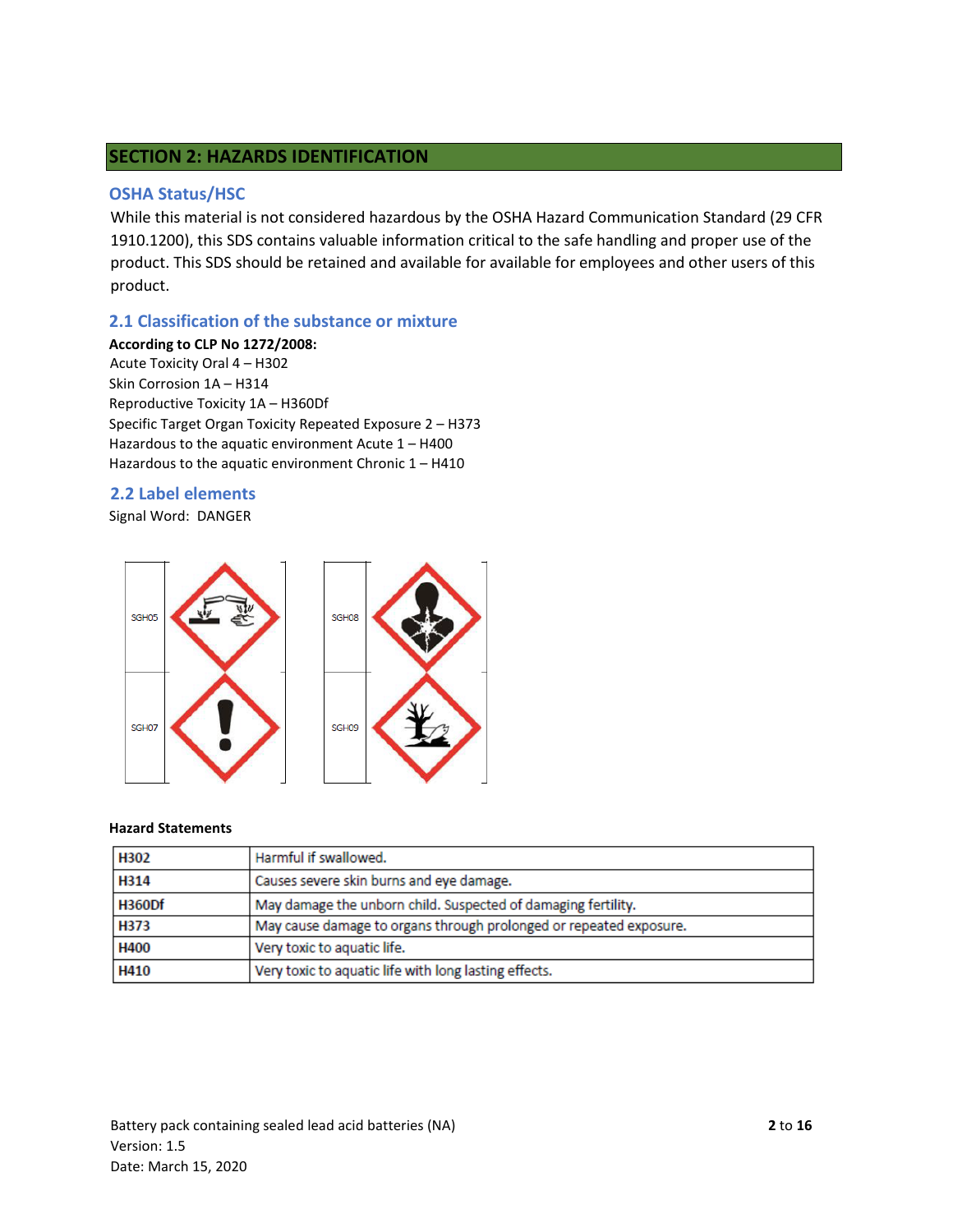## SECTION 2: HAZARDS IDENTIFICATION

### OSHA Status/HSC

While this material is not considered hazardous by the OSHA Hazard Communication Standard (29 CFR 1910.1200), this SDS contains valuable information critical to the safe handling and proper use of the product. This SDS should be retained and available for available for employees and other users of this product.

### 2.1 Classification of the substance or mixture

**According to CLP No 1272/2008:**

Acute Toxicity Oral 4 – H302
Skin Corrosion 1A – H314
Reproductive Toxicity 1A – H360Df
Specific Target Organ Toxicity Repeated Exposure 2 – H373
Hazardous to the aquatic environment Acute 1 – H400
Hazardous to the aquatic environment Chronic 1 – H410

### 2.2 Label elements

Signal Word: DANGER

SGH05 SGH08
SGH07 SGH09

**Hazard Statements**

| | |
|---|---|
| **H302** | Harmful if swallowed. |
| **H314** | Causes severe skin burns and eye damage. |
| **H360Df** | May damage the unborn child. Suspected of damaging fertility. |
| **H373** | May cause damage to organs through prolonged or repeated exposure. |
| **H400** | Very toxic to aquatic life. |
| **H410** | Very toxic to aquatic life with long lasting effects. |

Battery pack containing sealed lead acid batteries (NA)
Version: 1.5
Date: March 15, 2020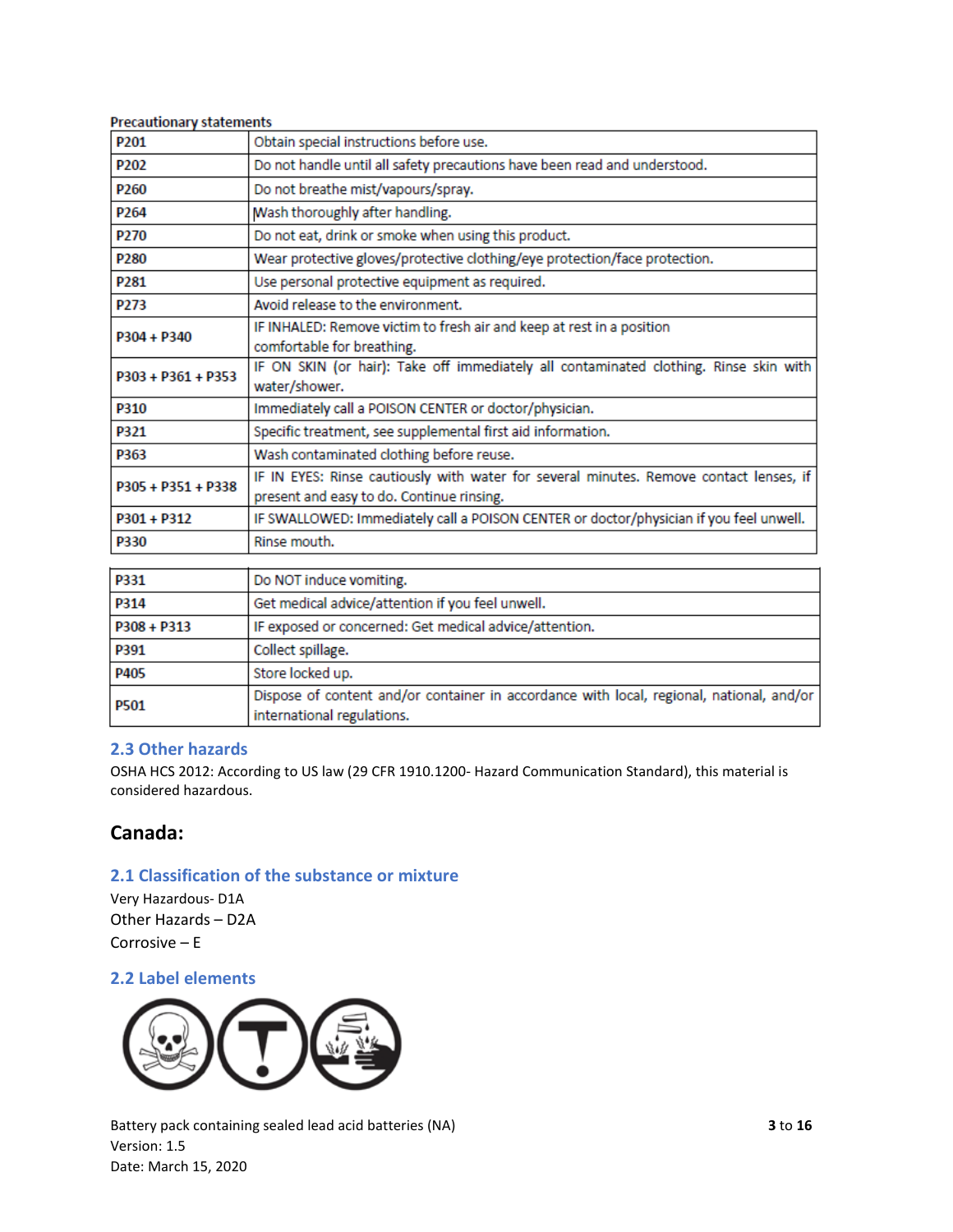**Precautionary statements**

| | |
|---|---|
| P201 | Obtain special instructions before use. |
| P202 | Do not handle until all safety precautions have been read and understood. |
| P260 | Do not breathe mist/vapours/spray. |
| P264 | Wash thoroughly after handling. |
| P270 | Do not eat, drink or smoke when using this product. |
| P280 | Wear protective gloves/protective clothing/eye protection/face protection. |
| P281 | Use personal protective equipment as required. |
| P273 | Avoid release to the environment. |
| P304 + P340 | IF INHALED: Remove victim to fresh air and keep at rest in a position comfortable for breathing. |
| P303 + P361 + P353 | IF ON SKIN (or hair): Take off immediately all contaminated clothing. Rinse skin with water/shower. |
| P310 | Immediately call a POISON CENTER or doctor/physician. |
| P321 | Specific treatment, see supplemental first aid information. |
| P363 | Wash contaminated clothing before reuse. |
| P305 + P351 + P338 | IF IN EYES: Rinse cautiously with water for several minutes. Remove contact lenses, if present and easy to do. Continue rinsing. |
| P301 + P312 | IF SWALLOWED: Immediately call a POISON CENTER or doctor/physician if you feel unwell. |
| P330 | Rinse mouth. |
| P331 | Do NOT induce vomiting. |
| P314 | Get medical advice/attention if you feel unwell. |
| P308 + P313 | IF exposed or concerned: Get medical advice/attention. |
| P391 | Collect spillage. |
| P405 | Store locked up. |
| P501 | Dispose of content and/or container in accordance with local, regional, national, and/or international regulations. |

## 2.3 Other hazards

OSHA HCS 2012: According to US law (29 CFR 1910.1200- Hazard Communication Standard), this material is considered hazardous.

# Canada:

## 2.1 Classification of the substance or mixture

Very Hazardous- D1A

Other Hazards – D2A

Corrosive – E

## 2.2 Label elements

Battery pack containing sealed lead acid batteries (NA)
Version: 1.5
Date: March 15, 2020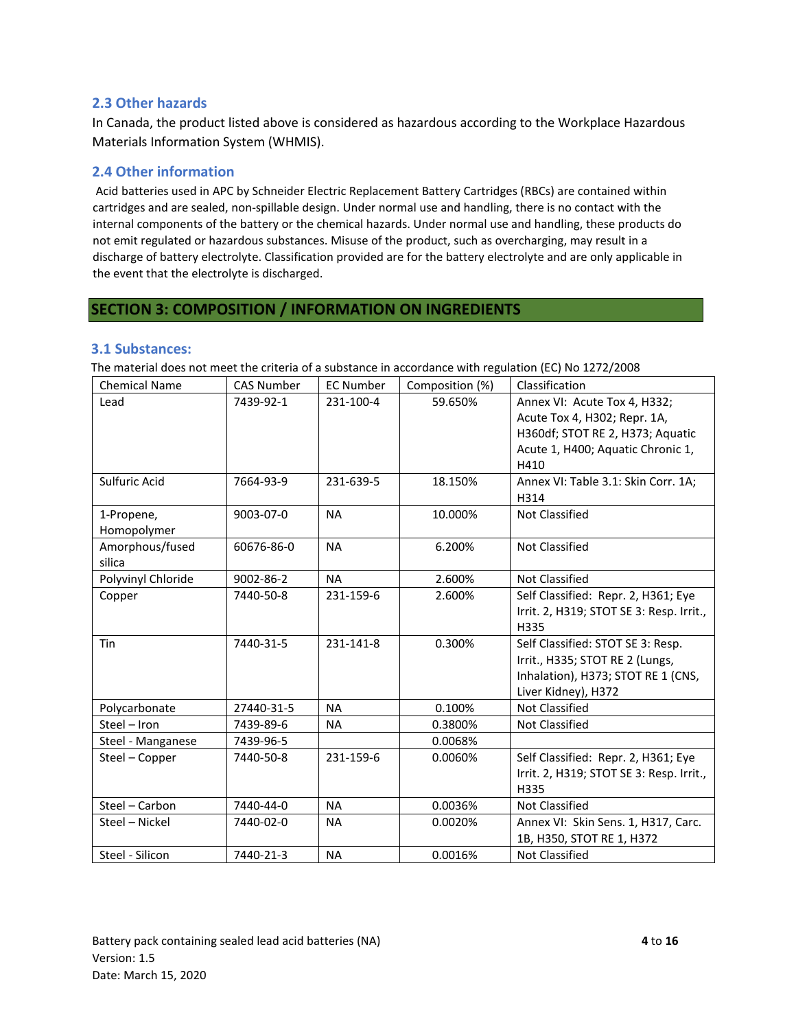### 2.3 Other hazards

In Canada, the product listed above is considered as hazardous according to the Workplace Hazardous Materials Information System (WHMIS).

### 2.4 Other information

Acid batteries used in APC by Schneider Electric Replacement Battery Cartridges (RBCs) are contained within cartridges and are sealed, non-spillable design. Under normal use and handling, there is no contact with the internal components of the battery or the chemical hazards. Under normal use and handling, these products do not emit regulated or hazardous substances. Misuse of the product, such as overcharging, may result in a discharge of battery electrolyte. Classification provided are for the battery electrolyte and are only applicable in the event that the electrolyte is discharged.

## SECTION 3: COMPOSITION / INFORMATION ON INGREDIENTS

### 3.1 Substances:

The material does not meet the criteria of a substance in accordance with regulation (EC) No 1272/2008

| Chemical Name | CAS Number | EC Number | Composition (%) | Classification |
|---|---|---|---|---|
| Lead | 7439-92-1 | 231-100-4 | 59.650% | Annex VI: Acute Tox 4, H332; Acute Tox 4, H302; Repr. 1A, H360df; STOT RE 2, H373; Aquatic Acute 1, H400; Aquatic Chronic 1, H410 |
| Sulfuric Acid | 7664-93-9 | 231-639-5 | 18.150% | Annex VI: Table 3.1: Skin Corr. 1A; H314 |
| 1-Propene, Homopolymer | 9003-07-0 | NA | 10.000% | Not Classified |
| Amorphous/fused silica | 60676-86-0 | NA | 6.200% | Not Classified |
| Polyvinyl Chloride | 9002-86-2 | NA | 2.600% | Not Classified |
| Copper | 7440-50-8 | 231-159-6 | 2.600% | Self Classified: Repr. 2, H361; Eye Irrit. 2, H319; STOT SE 3: Resp. Irrit., H335 |
| Tin | 7440-31-5 | 231-141-8 | 0.300% | Self Classified: STOT SE 3: Resp. Irrit., H335; STOT RE 2 (Lungs, Inhalation), H373; STOT RE 1 (CNS, Liver Kidney), H372 |
| Polycarbonate | 27440-31-5 | NA | 0.100% | Not Classified |
| Steel – Iron | 7439-89-6 | NA | 0.3800% | Not Classified |
| Steel - Manganese | 7439-96-5 | | 0.0068% | |
| Steel – Copper | 7440-50-8 | 231-159-6 | 0.0060% | Self Classified: Repr. 2, H361; Eye Irrit. 2, H319; STOT SE 3: Resp. Irrit., H335 |
| Steel – Carbon | 7440-44-0 | NA | 0.0036% | Not Classified |
| Steel – Nickel | 7440-02-0 | NA | 0.0020% | Annex VI: Skin Sens. 1, H317, Carc. 1B, H350, STOT RE 1, H372 |
| Steel - Silicon | 7440-21-3 | NA | 0.0016% | Not Classified |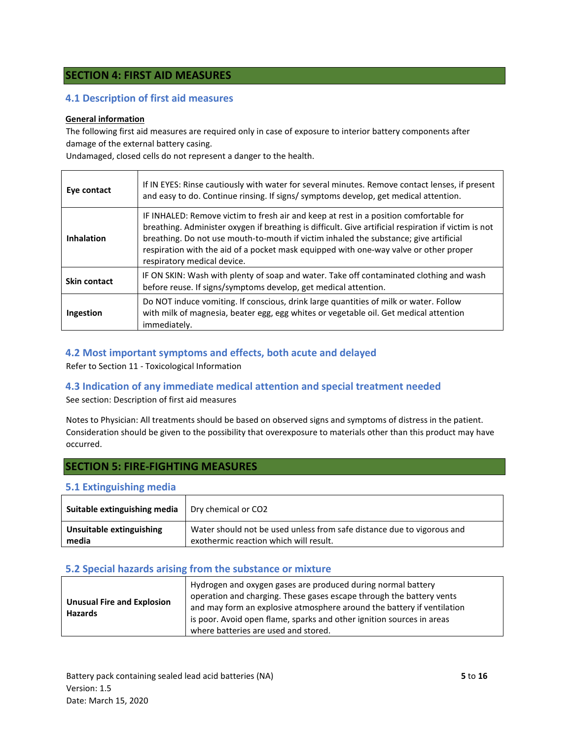## SECTION 4: FIRST AID MEASURES

### 4.1 Description of first aid measures

**General information**

The following first aid measures are required only in case of exposure to interior battery components after damage of the external battery casing.
Undamaged, closed cells do not represent a danger to the health.

| | |
|---|---|
| **Eye contact** | If IN EYES: Rinse cautiously with water for several minutes. Remove contact lenses, if present and easy to do. Continue rinsing. If signs/ symptoms develop, get medical attention. |
| **Inhalation** | IF INHALED: Remove victim to fresh air and keep at rest in a position comfortable for breathing. Administer oxygen if breathing is difficult. Give artificial respiration if victim is not breathing. Do not use mouth-to-mouth if victim inhaled the substance; give artificial respiration with the aid of a pocket mask equipped with one-way valve or other proper respiratory medical device. |
| **Skin contact** | IF ON SKIN: Wash with plenty of soap and water. Take off contaminated clothing and wash before reuse. If signs/symptoms develop, get medical attention. |
| **Ingestion** | Do NOT induce vomiting. If conscious, drink large quantities of milk or water. Follow with milk of magnesia, beater egg, egg whites or vegetable oil. Get medical attention immediately. |

### 4.2 Most important symptoms and effects, both acute and delayed

Refer to Section 11 - Toxicological Information

### 4.3 Indication of any immediate medical attention and special treatment needed

See section: Description of first aid measures

Notes to Physician: All treatments should be based on observed signs and symptoms of distress in the patient. Consideration should be given to the possibility that overexposure to materials other than this product may have occurred.

## SECTION 5: FIRE-FIGHTING MEASURES

### 5.1 Extinguishing media

| | |
|---|---|
| **Suitable extinguishing media** | Dry chemical or CO2 |
| **Unsuitable extinguishing media** | Water should not be used unless from safe distance due to vigorous and exothermic reaction which will result. |

### 5.2 Special hazards arising from the substance or mixture

| | |
|---|---|
| **Unusual Fire and Explosion Hazards** | Hydrogen and oxygen gases are produced during normal battery operation and charging. These gases escape through the battery vents and may form an explosive atmosphere around the battery if ventilation is poor. Avoid open flame, sparks and other ignition sources in areas where batteries are used and stored. |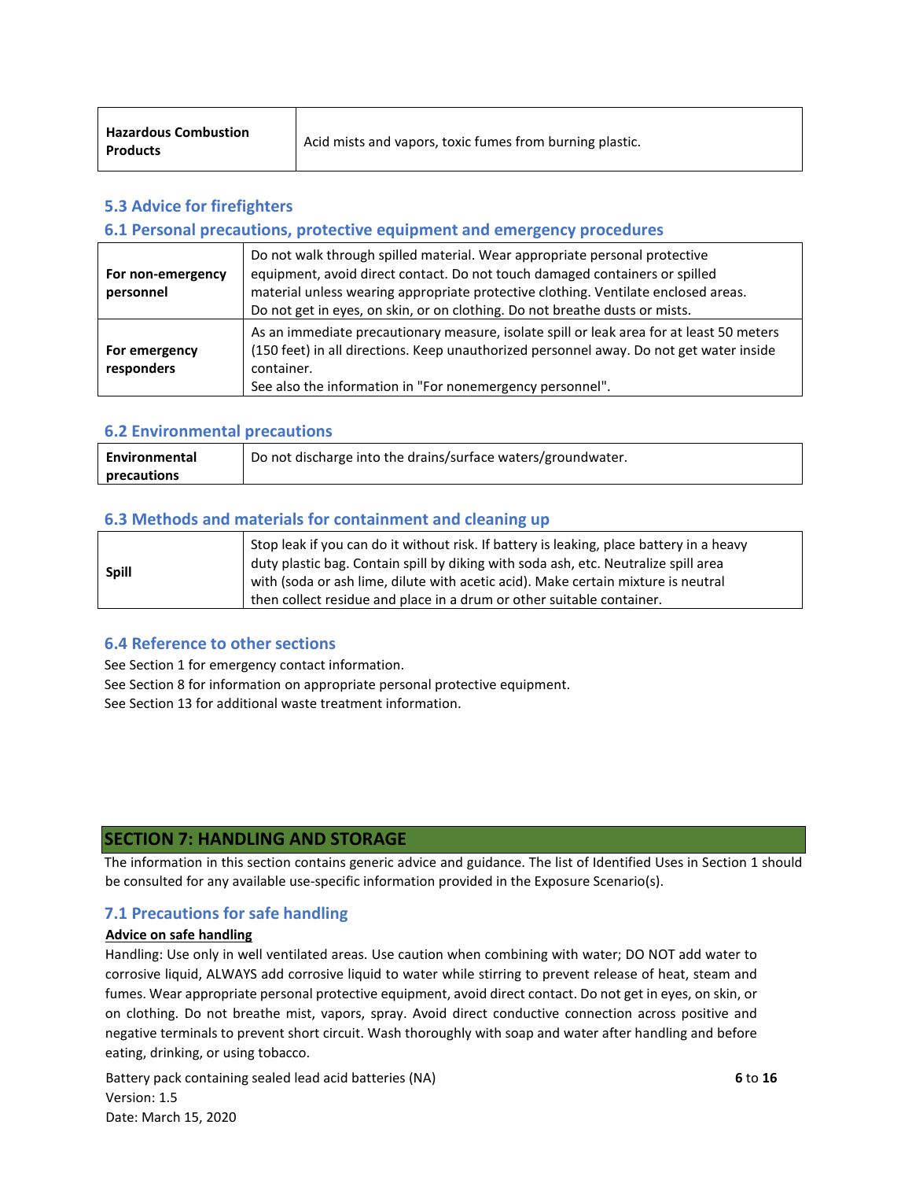| Hazardous Combustion Products | Acid mists and vapors, toxic fumes from burning plastic. |
|---|---|

### 5.3 Advice for firefighters

### 6.1 Personal precautions, protective equipment and emergency procedures

| | |
|---|---|
| **For non-emergency personnel** | Do not walk through spilled material. Wear appropriate personal protective equipment, avoid direct contact. Do not touch damaged containers or spilled material unless wearing appropriate protective clothing. Ventilate enclosed areas. Do not get in eyes, on skin, or on clothing. Do not breathe dusts or mists. |
| **For emergency responders** | As an immediate precautionary measure, isolate spill or leak area for at least 50 meters (150 feet) in all directions. Keep unauthorized personnel away. Do not get water inside container.<br>See also the information in "For nonemergency personnel". |

### 6.2 Environmental precautions

| | |
|---|---|
| **Environmental precautions** | Do not discharge into the drains/surface waters/groundwater. |

### 6.3 Methods and materials for containment and cleaning up

| | |
|---|---|
| **Spill** | Stop leak if you can do it without risk. If battery is leaking, place battery in a heavy duty plastic bag. Contain spill by diking with soda ash, etc. Neutralize spill area with (soda or ash lime, dilute with acetic acid). Make certain mixture is neutral then collect residue and place in a drum or other suitable container. |

### 6.4 Reference to other sections

See Section 1 for emergency contact information.
See Section 8 for information on appropriate personal protective equipment.
See Section 13 for additional waste treatment information.

## SECTION 7: HANDLING AND STORAGE

The information in this section contains generic advice and guidance. The list of Identified Uses in Section 1 should be consulted for any available use-specific information provided in the Exposure Scenario(s).

### 7.1 Precautions for safe handling

**Advice on safe handling**

Handling: Use only in well ventilated areas. Use caution when combining with water; DO NOT add water to corrosive liquid, ALWAYS add corrosive liquid to water while stirring to prevent release of heat, steam and fumes. Wear appropriate personal protective equipment, avoid direct contact. Do not get in eyes, on skin, or on clothing. Do not breathe mist, vapors, spray. Avoid direct conductive connection across positive and negative terminals to prevent short circuit. Wash thoroughly with soap and water after handling and before eating, drinking, or using tobacco.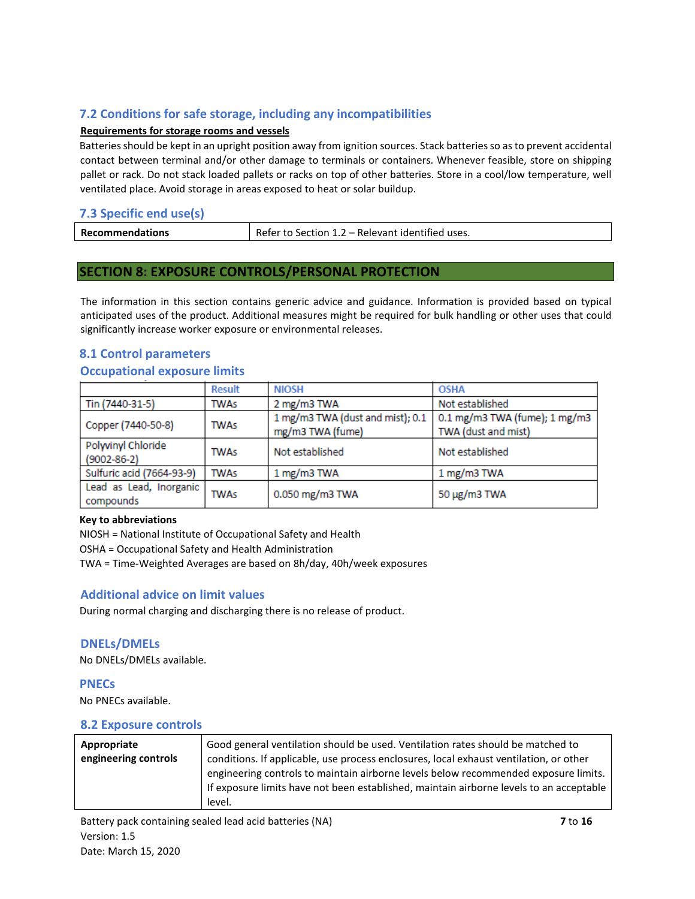### 7.2 Conditions for safe storage, including any incompatibilities

**Requirements for storage rooms and vessels**

Batteries should be kept in an upright position away from ignition sources. Stack batteries so as to prevent accidental contact between terminal and/or other damage to terminals or containers. Whenever feasible, store on shipping pallet or rack. Do not stack loaded pallets or racks on top of other batteries. Store in a cool/low temperature, well ventilated place. Avoid storage in areas exposed to heat or solar buildup.

### 7.3 Specific end use(s)

| **Recommendations** | Refer to Section 1.2 – Relevant identified uses. |
|---|---|

## SECTION 8: EXPOSURE CONTROLS/PERSONAL PROTECTION

The information in this section contains generic advice and guidance. Information is provided based on typical anticipated uses of the product. Additional measures might be required for bulk handling or other uses that could significantly increase worker exposure or environmental releases.

### 8.1 Control parameters

### Occupational exposure limits

| | Result | NIOSH | OSHA |
|---|---|---|---|
| Tin (7440-31-5) | TWAs | 2 mg/m3 TWA | Not established |
| Copper (7440-50-8) | TWAs | 1 mg/m3 TWA (dust and mist); 0.1 mg/m3 TWA (fume) | 0.1 mg/m3 TWA (fume); 1 mg/m3 TWA (dust and mist) |
| Polyvinyl Chloride (9002-86-2) | TWAs | Not established | Not established |
| Sulfuric acid (7664-93-9) | TWAs | 1 mg/m3 TWA | 1 mg/m3 TWA |
| Lead as Lead, Inorganic compounds | TWAs | 0.050 mg/m3 TWA | 50 µg/m3 TWA |

**Key to abbreviations**

NIOSH = National Institute of Occupational Safety and Health
OSHA = Occupational Safety and Health Administration
TWA = Time-Weighted Averages are based on 8h/day, 40h/week exposures

### Additional advice on limit values

During normal charging and discharging there is no release of product.

### DNELs/DMELs

No DNELs/DMELs available.

### PNECs

No PNECs available.

### 8.2 Exposure controls

| **Appropriate engineering controls** | Good general ventilation should be used. Ventilation rates should be matched to conditions. If applicable, use process enclosures, local exhaust ventilation, or other engineering controls to maintain airborne levels below recommended exposure limits. If exposure limits have not been established, maintain airborne levels to an acceptable level. |
|---|---|

Battery pack containing sealed lead acid batteries (NA)
Version: 1.5
Date: March 15, 2020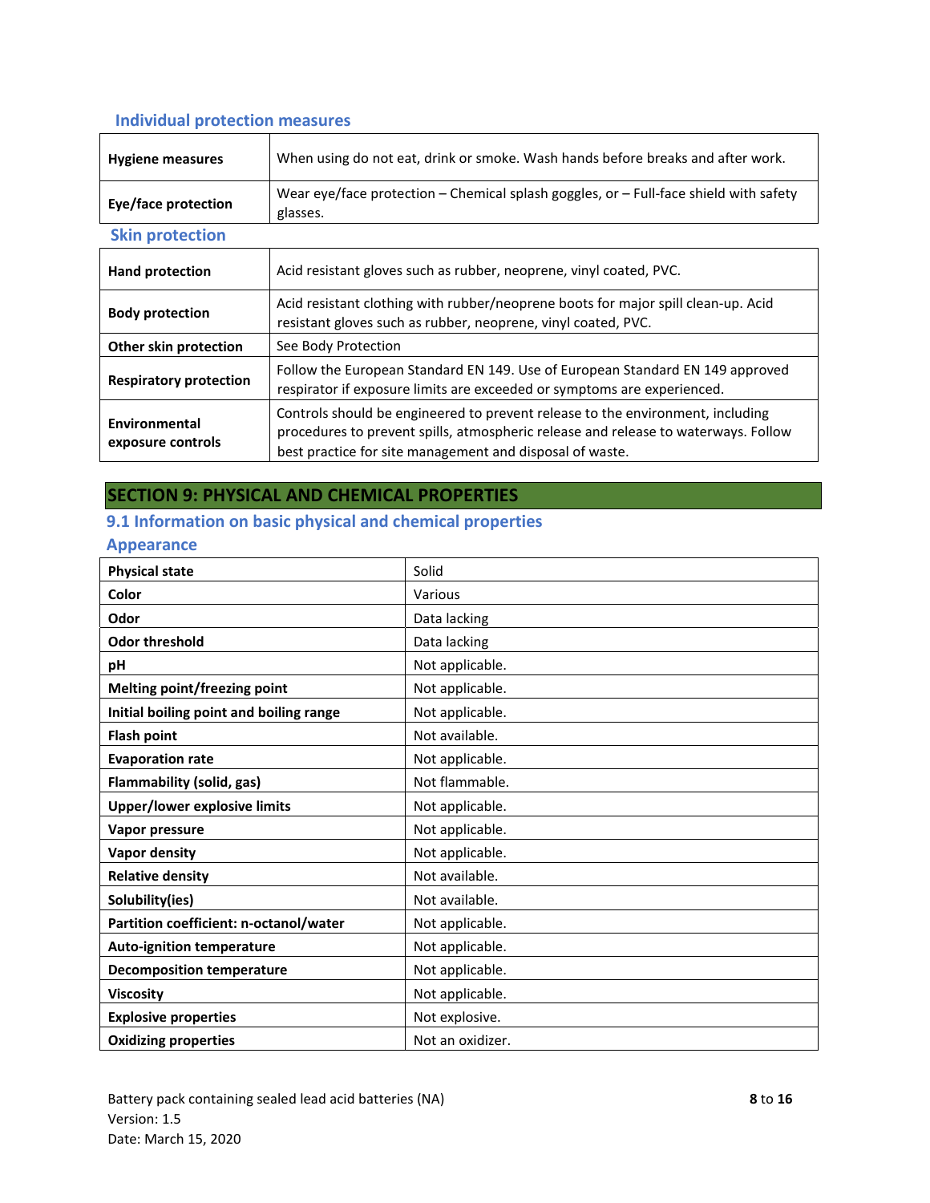### Individual protection measures

| | |
|---|---|
| **Hygiene measures** | When using do not eat, drink or smoke. Wash hands before breaks and after work. |
| **Eye/face protection** | Wear eye/face protection – Chemical splash goggles, or – Full-face shield with safety glasses. |

### Skin protection

| | |
|---|---|
| **Hand protection** | Acid resistant gloves such as rubber, neoprene, vinyl coated, PVC. |
| **Body protection** | Acid resistant clothing with rubber/neoprene boots for major spill clean-up. Acid resistant gloves such as rubber, neoprene, vinyl coated, PVC. |
| **Other skin protection** | See Body Protection |
| **Respiratory protection** | Follow the European Standard EN 149. Use of European Standard EN 149 approved respirator if exposure limits are exceeded or symptoms are experienced. |
| **Environmental exposure controls** | Controls should be engineered to prevent release to the environment, including procedures to prevent spills, atmospheric release and release to waterways. Follow best practice for site management and disposal of waste. |

## SECTION 9: PHYSICAL AND CHEMICAL PROPERTIES

### 9.1 Information on basic physical and chemical properties

### Appearance

| | |
|---|---|
| **Physical state** | Solid |
| **Color** | Various |
| **Odor** | Data lacking |
| **Odor threshold** | Data lacking |
| **pH** | Not applicable. |
| **Melting point/freezing point** | Not applicable. |
| **Initial boiling point and boiling range** | Not applicable. |
| **Flash point** | Not available. |
| **Evaporation rate** | Not applicable. |
| **Flammability (solid, gas)** | Not flammable. |
| **Upper/lower explosive limits** | Not applicable. |
| **Vapor pressure** | Not applicable. |
| **Vapor density** | Not applicable. |
| **Relative density** | Not available. |
| **Solubility(ies)** | Not available. |
| **Partition coefficient: n-octanol/water** | Not applicable. |
| **Auto-ignition temperature** | Not applicable. |
| **Decomposition temperature** | Not applicable. |
| **Viscosity** | Not applicable. |
| **Explosive properties** | Not explosive. |
| **Oxidizing properties** | Not an oxidizer. |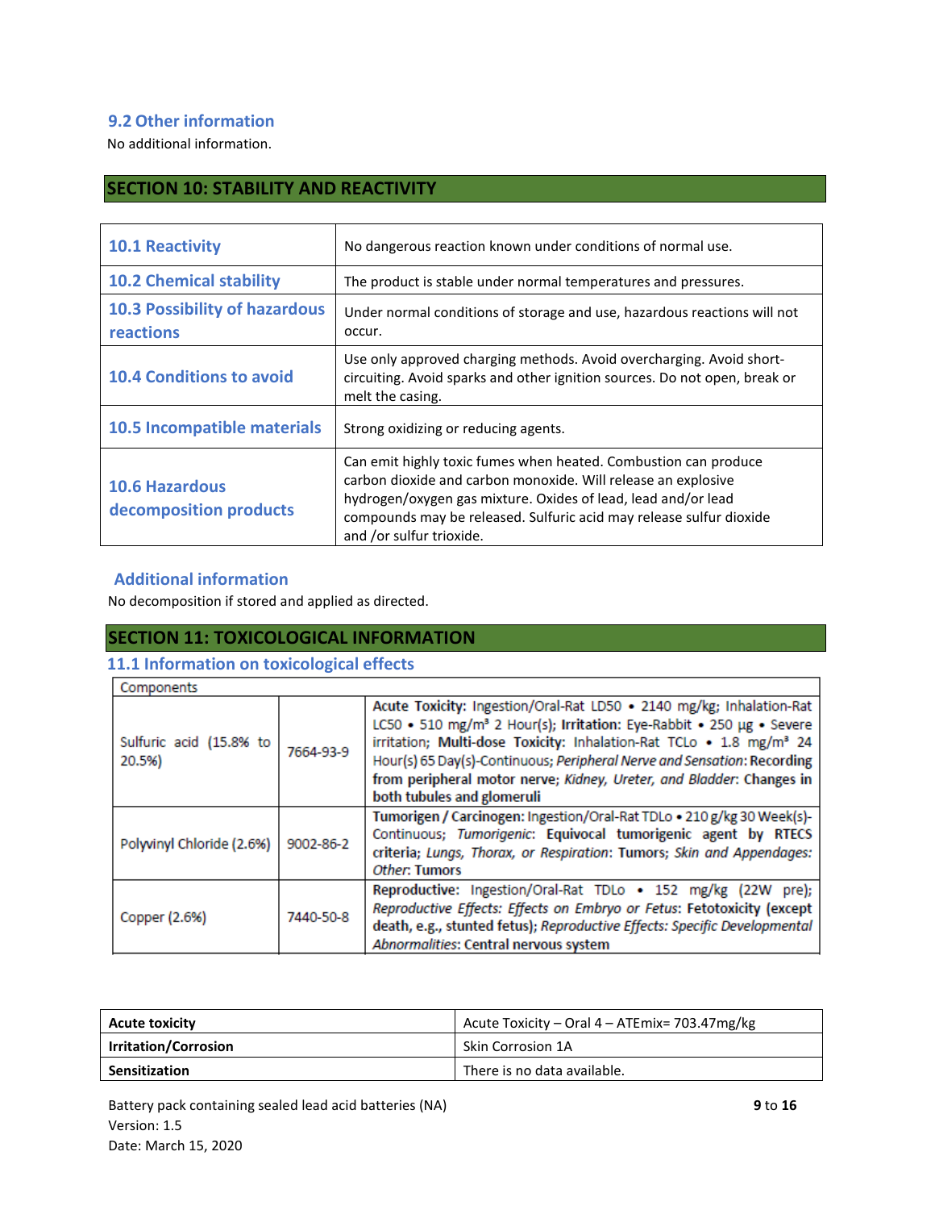### 9.2 Other information

No additional information.

## SECTION 10: STABILITY AND REACTIVITY

| | |
|---|---|
| **10.1 Reactivity** | No dangerous reaction known under conditions of normal use. |
| **10.2 Chemical stability** | The product is stable under normal temperatures and pressures. |
| **10.3 Possibility of hazardous reactions** | Under normal conditions of storage and use, hazardous reactions will not occur. |
| **10.4 Conditions to avoid** | Use only approved charging methods. Avoid overcharging. Avoid short-circuiting. Avoid sparks and other ignition sources. Do not open, break or melt the casing. |
| **10.5 Incompatible materials** | Strong oxidizing or reducing agents. |
| **10.6 Hazardous decomposition products** | Can emit highly toxic fumes when heated. Combustion can produce carbon dioxide and carbon monoxide. Will release an explosive hydrogen/oxygen gas mixture. Oxides of lead, lead and/or lead compounds may be released. Sulfuric acid may release sulfur dioxide and /or sulfur trioxide. |

### Additional information

No decomposition if stored and applied as directed.

## SECTION 11: TOXICOLOGICAL INFORMATION

### 11.1 Information on toxicological effects

| Components | | |
|---|---|---|
| Sulfuric acid (15.8% to 20.5%) | 7664-93-9 | **Acute Toxicity:** Ingestion/Oral-Rat LD50 • 2140 mg/kg; Inhalation-Rat LC50 • 510 mg/m³ 2 Hour(s); **Irritation:** Eye-Rabbit • 250 µg • Severe irritation; **Multi-dose Toxicity:** Inhalation-Rat TCLo • 1.8 mg/m³ 24 Hour(s) 65 Day(s)-Continuous; *Peripheral Nerve and Sensation*: **Recording from peripheral motor nerve;** *Kidney, Ureter, and Bladder*: **Changes in both tubules and glomeruli** |
| Polyvinyl Chloride (2.6%) | 9002-86-2 | **Tumorigen / Carcinogen:** Ingestion/Oral-Rat TDLo • 210 g/kg 30 Week(s)-Continuous; *Tumorigenic*: **Equivocal tumorigenic agent by RTECS criteria;** *Lungs, Thorax, or Respiration*: **Tumors;** *Skin and Appendages: Other*: **Tumors** |
| Copper (2.6%) | 7440-50-8 | **Reproductive:** Ingestion/Oral-Rat TDLo • 152 mg/kg (22W pre); *Reproductive Effects: Effects on Embryo or Fetus*: **Fetotoxicity (except death, e.g., stunted fetus);** *Reproductive Effects: Specific Developmental Abnormalities*: **Central nervous system** |

| | |
|---|---|
| **Acute toxicity** | Acute Toxicity – Oral 4 – ATEmix= 703.47mg/kg |
| **Irritation/Corrosion** | Skin Corrosion 1A |
| **Sensitization** | There is no data available. |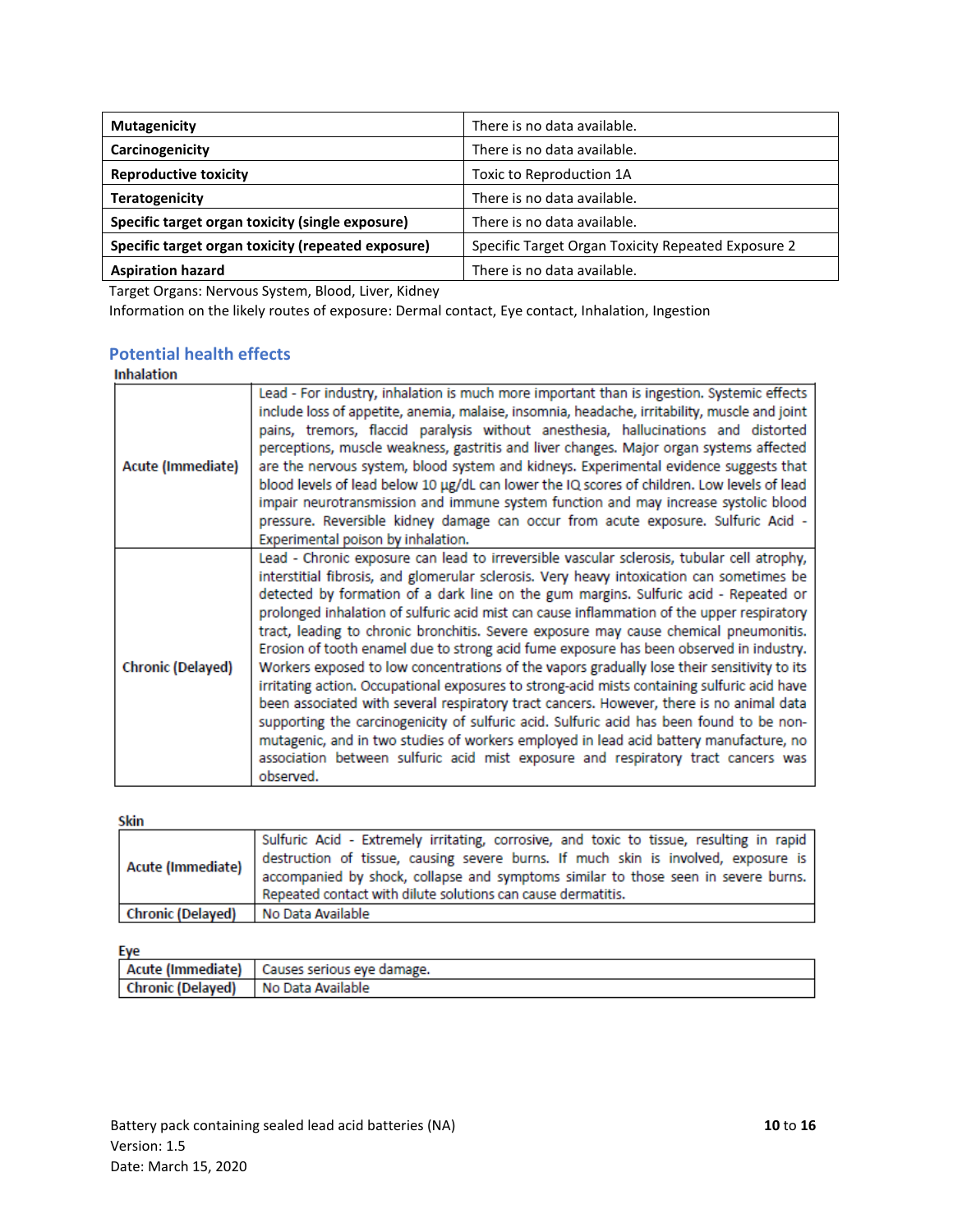| Mutagenicity | There is no data available. |
|---|---|
| Carcinogenicity | There is no data available. |
| Reproductive toxicity | Toxic to Reproduction 1A |
| Teratogenicity | There is no data available. |
| Specific target organ toxicity (single exposure) | There is no data available. |
| Specific target organ toxicity (repeated exposure) | Specific Target Organ Toxicity Repeated Exposure 2 |
| Aspiration hazard | There is no data available. |

Target Organs: Nervous System, Blood, Liver, Kidney

Information on the likely routes of exposure: Dermal contact, Eye contact, Inhalation, Ingestion

## Potential health effects

**Inhalation**

| | |
|---|---|
| **Acute (Immediate)** | Lead - For industry, inhalation is much more important than is ingestion. Systemic effects include loss of appetite, anemia, malaise, insomnia, headache, irritability, muscle and joint pains, tremors, flaccid paralysis without anesthesia, hallucinations and distorted perceptions, muscle weakness, gastritis and liver changes. Major organ systems affected are the nervous system, blood system and kidneys. Experimental evidence suggests that blood levels of lead below 10 µg/dL can lower the IQ scores of children. Low levels of lead impair neurotransmission and immune system function and may increase systolic blood pressure. Reversible kidney damage can occur from acute exposure. Sulfuric Acid - Experimental poison by inhalation. |
| **Chronic (Delayed)** | Lead - Chronic exposure can lead to irreversible vascular sclerosis, tubular cell atrophy, interstitial fibrosis, and glomerular sclerosis. Very heavy intoxication can sometimes be detected by formation of a dark line on the gum margins. Sulfuric acid - Repeated or prolonged inhalation of sulfuric acid mist can cause inflammation of the upper respiratory tract, leading to chronic bronchitis. Severe exposure may cause chemical pneumonitis. Erosion of tooth enamel due to strong acid fume exposure has been observed in industry. Workers exposed to low concentrations of the vapors gradually lose their sensitivity to its irritating action. Occupational exposures to strong-acid mists containing sulfuric acid have been associated with several respiratory tract cancers. However, there is no animal data supporting the carcinogenicity of sulfuric acid. Sulfuric acid has been found to be non-mutagenic, and in two studies of workers employed in lead acid battery manufacture, no association between sulfuric acid mist exposure and respiratory tract cancers was observed. |

**Skin**

| | |
|---|---|
| **Acute (Immediate)** | Sulfuric Acid - Extremely irritating, corrosive, and toxic to tissue, resulting in rapid destruction of tissue, causing severe burns. If much skin is involved, exposure is accompanied by shock, collapse and symptoms similar to those seen in severe burns. Repeated contact with dilute solutions can cause dermatitis. |
| **Chronic (Delayed)** | No Data Available |

**Eye**

| | |
|---|---|
| **Acute (Immediate)** | Causes serious eye damage. |
| **Chronic (Delayed)** | No Data Available |

Battery pack containing sealed lead acid batteries (NA)
Version: 1.5
Date: March 15, 2020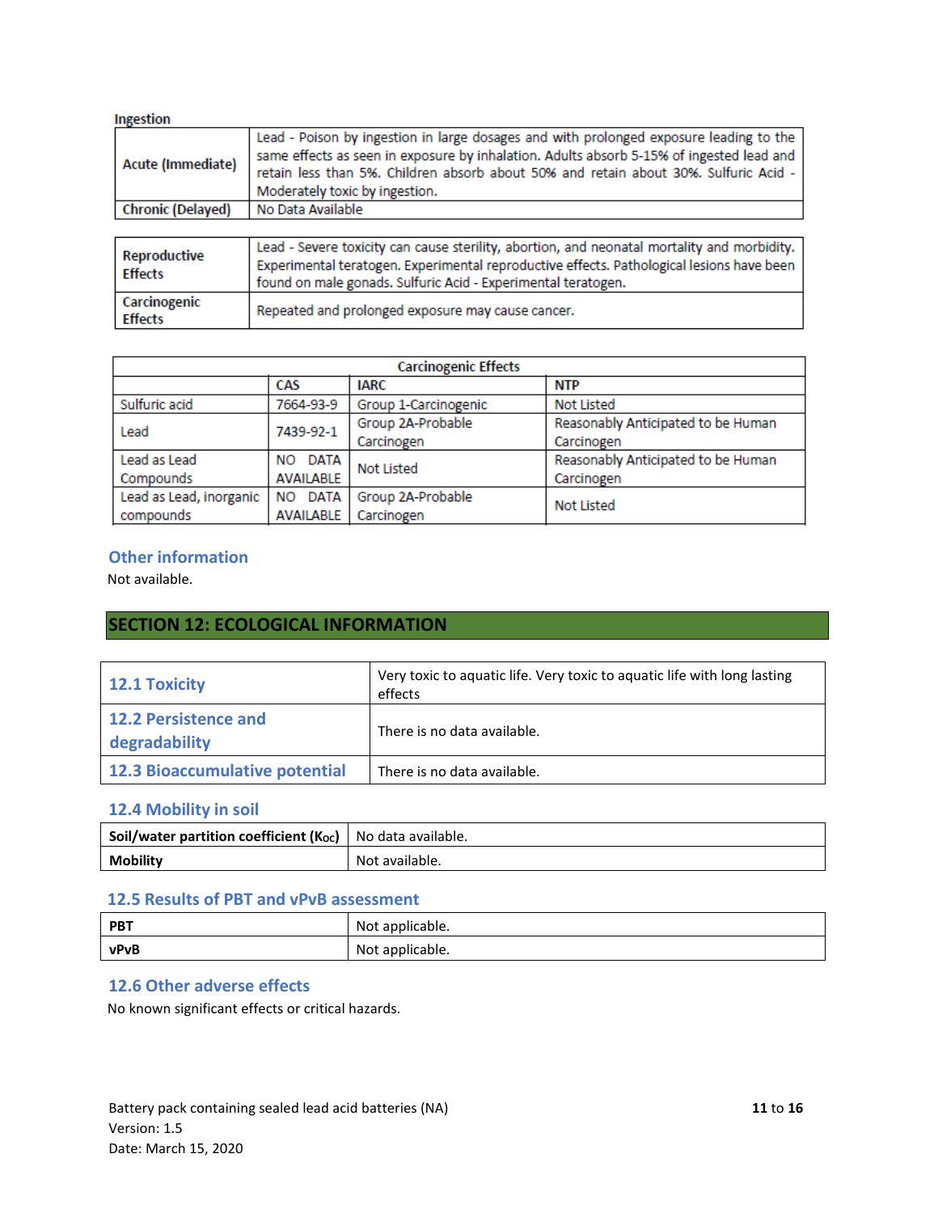**Ingestion**

| | |
|---|---|
| **Acute (Immediate)** | Lead - Poison by ingestion in large dosages and with prolonged exposure leading to the same effects as seen in exposure by inhalation. Adults absorb 5-15% of ingested lead and retain less than 5%. Children absorb about 50% and retain about 30%. Sulfuric Acid - Moderately toxic by ingestion. |
| **Chronic (Delayed)** | No Data Available |

| | |
|---|---|
| **Reproductive Effects** | Lead - Severe toxicity can cause sterility, abortion, and neonatal mortality and morbidity. Experimental teratogen. Experimental reproductive effects. Pathological lesions have been found on male gonads. Sulfuric Acid - Experimental teratogen. |
| **Carcinogenic Effects** | Repeated and prolonged exposure may cause cancer. |

| Carcinogenic Effects | | | |
|---|---|---|---|
| | **CAS** | **IARC** | **NTP** |
| Sulfuric acid | 7664-93-9 | Group 1-Carcinogenic | Not Listed |
| Lead | 7439-92-1 | Group 2A-Probable Carcinogen | Reasonably Anticipated to be Human Carcinogen |
| Lead as Lead Compounds | NO DATA AVAILABLE | Not Listed | Reasonably Anticipated to be Human Carcinogen |
| Lead as Lead, inorganic compounds | NO DATA AVAILABLE | Group 2A-Probable Carcinogen | Not Listed |

### Other information

Not available.

## SECTION 12: ECOLOGICAL INFORMATION

| | |
|---|---|
| **12.1 Toxicity** | Very toxic to aquatic life. Very toxic to aquatic life with long lasting effects |
| **12.2 Persistence and degradability** | There is no data available. |
| **12.3 Bioaccumulative potential** | There is no data available. |

### 12.4 Mobility in soil

| | |
|---|---|
| **Soil/water partition coefficient ($K_{OC}$)** | No data available. |
| **Mobility** | Not available. |

### 12.5 Results of PBT and vPvB assessment

| | |
|---|---|
| **PBT** | Not applicable. |
| **vPvB** | Not applicable. |

### 12.6 Other adverse effects

No known significant effects or critical hazards.

Battery pack containing sealed lead acid batteries (NA)
Version: 1.5
Date: March 15, 2020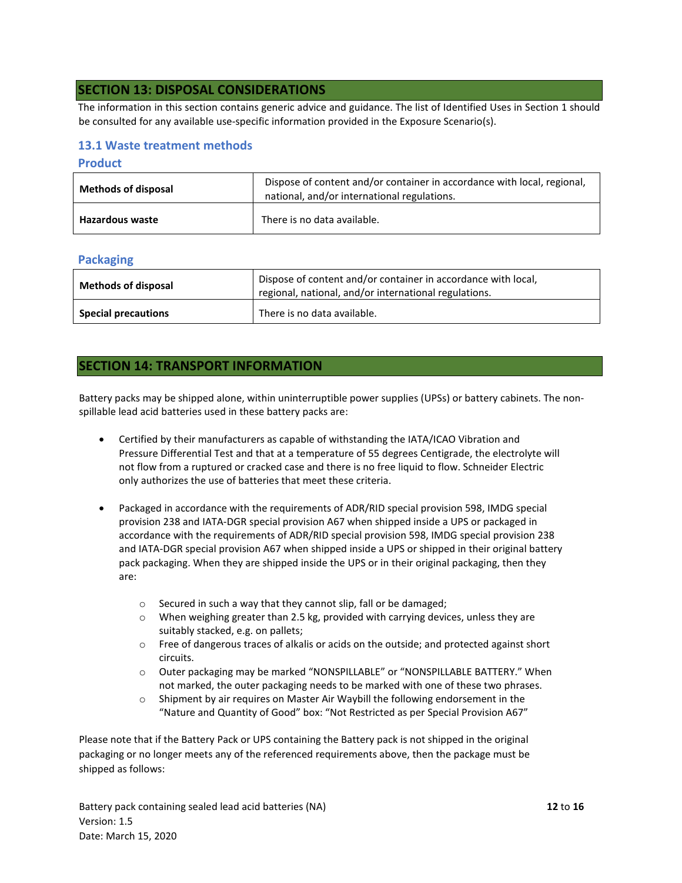## SECTION 13: DISPOSAL CONSIDERATIONS

The information in this section contains generic advice and guidance. The list of Identified Uses in Section 1 should be consulted for any available use-specific information provided in the Exposure Scenario(s).

### 13.1 Waste treatment methods

#### Product

| | |
|---|---|
| **Methods of disposal** | Dispose of content and/or container in accordance with local, regional, national, and/or international regulations. |
| **Hazardous waste** | There is no data available. |

#### Packaging

| | |
|---|---|
| **Methods of disposal** | Dispose of content and/or container in accordance with local, regional, national, and/or international regulations. |
| **Special precautions** | There is no data available. |

## SECTION 14: TRANSPORT INFORMATION

Battery packs may be shipped alone, within uninterruptible power supplies (UPSs) or battery cabinets. The non-spillable lead acid batteries used in these battery packs are:

- Certified by their manufacturers as capable of withstanding the IATA/ICAO Vibration and Pressure Differential Test and that at a temperature of 55 degrees Centigrade, the electrolyte will not flow from a ruptured or cracked case and there is no free liquid to flow. Schneider Electric only authorizes the use of batteries that meet these criteria.

- Packaged in accordance with the requirements of ADR/RID special provision 598, IMDG special provision 238 and IATA-DGR special provision A67 when shipped inside a UPS or packaged in accordance with the requirements of ADR/RID special provision 598, IMDG special provision 238 and IATA-DGR special provision A67 when shipped inside a UPS or shipped in their original battery pack packaging. When they are shipped inside the UPS or in their original packaging, then they are:
  - Secured in such a way that they cannot slip, fall or be damaged;
  - When weighing greater than 2.5 kg, provided with carrying devices, unless they are suitably stacked, e.g. on pallets;
  - Free of dangerous traces of alkalis or acids on the outside; and protected against short circuits.
  - Outer packaging may be marked "NONSPILLABLE" or "NONSPILLABLE BATTERY." When not marked, the outer packaging needs to be marked with one of these two phrases.
  - Shipment by air requires on Master Air Waybill the following endorsement in the "Nature and Quantity of Good" box: "Not Restricted as per Special Provision A67"

Please note that if the Battery Pack or UPS containing the Battery pack is not shipped in the original packaging or no longer meets any of the referenced requirements above, then the package must be shipped as follows: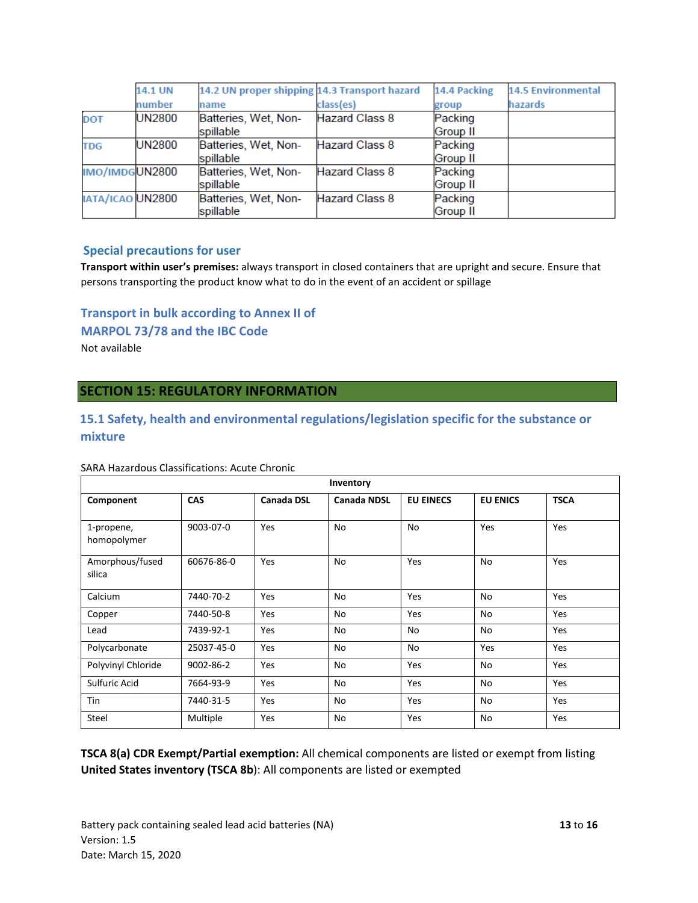| | 14.1 UN number | 14.2 UN proper shipping name | 14.3 Transport hazard class(es) | 14.4 Packing group | 14.5 Environmental hazards |
|---|---|---|---|---|---|
| DOT | UN2800 | Batteries, Wet, Non-spillable | Hazard Class 8 | Packing Group II | |
| TDG | UN2800 | Batteries, Wet, Non-spillable | Hazard Class 8 | Packing Group II | |
| IMO/IMDG | UN2800 | Batteries, Wet, Non-spillable | Hazard Class 8 | Packing Group II | |
| IATA/ICAO | UN2800 | Batteries, Wet, Non-spillable | Hazard Class 8 | Packing Group II | |

### Special precautions for user

**Transport within user's premises:** always transport in closed containers that are upright and secure. Ensure that persons transporting the product know what to do in the event of an accident or spillage

### Transport in bulk according to Annex II of MARPOL 73/78 and the IBC Code

Not available

## SECTION 15: REGULATORY INFORMATION

### 15.1 Safety, health and environmental regulations/legislation specific for the substance or mixture

SARA Hazardous Classifications: Acute Chronic

| Inventory | | | | | | |
|---|---|---|---|---|---|---|
| **Component** | **CAS** | **Canada DSL** | **Canada NDSL** | **EU EINECS** | **EU ENICS** | **TSCA** |
| 1-propene, homopolymer | 9003-07-0 | Yes | No | No | Yes | Yes |
| Amorphous/fused silica | 60676-86-0 | Yes | No | Yes | No | Yes |
| Calcium | 7440-70-2 | Yes | No | Yes | No | Yes |
| Copper | 7440-50-8 | Yes | No | Yes | No | Yes |
| Lead | 7439-92-1 | Yes | No | No | No | Yes |
| Polycarbonate | 25037-45-0 | Yes | No | No | Yes | Yes |
| Polyvinyl Chloride | 9002-86-2 | Yes | No | Yes | No | Yes |
| Sulfuric Acid | 7664-93-9 | Yes | No | Yes | No | Yes |
| Tin | 7440-31-5 | Yes | No | Yes | No | Yes |
| Steel | Multiple | Yes | No | Yes | No | Yes |

**TSCA 8(a) CDR Exempt/Partial exemption:** All chemical components are listed or exempt from listing
**United States inventory (TSCA 8b)**: All components are listed or exempted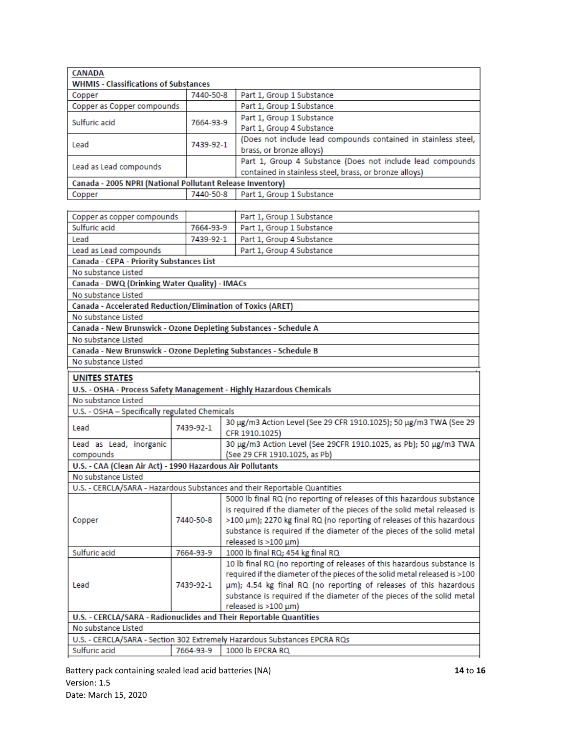| **CANADA** | | |
|---|---|---|
| **WHMIS - Classifications of Substances** | | |
| Copper | 7440-50-8 | Part 1, Group 1 Substance |
| Copper as Copper compounds | | Part 1, Group 1 Substance |
| Sulfuric acid | 7664-93-9 | Part 1, Group 1 Substance<br>Part 1, Group 4 Substance |
| Lead | 7439-92-1 | (Does not include lead compounds contained in stainless steel, brass, or bronze alloys) |
| Lead as Lead compounds | | Part 1, Group 4 Substance (Does not include lead compounds contained in stainless steel, brass, or bronze alloys) |
| **Canada - 2005 NPRI (National Pollutant Release Inventory)** | | |
| Copper | 7440-50-8 | Part 1, Group 1 Substance |
| Copper as copper compounds | | Part 1, Group 1 Substance |
| Sulfuric acid | 7664-93-9 | Part 1, Group 1 Substance |
| Lead | 7439-92-1 | Part 1, Group 4 Substance |
| Lead as Lead compounds | | Part 1, Group 4 Substance |
| **Canada - CEPA - Priority Substances List** | | |
| No substance Listed | | |
| **Canada - DWQ (Drinking Water Quality) - IMACs** | | |
| No substance Listed | | |
| **Canada - Accelerated Reduction/Elimination of Toxics (ARET)** | | |
| No substance Listed | | |
| **Canada - New Brunswick - Ozone Depleting Substances - Schedule A** | | |
| No substance Listed | | |
| **Canada - New Brunswick - Ozone Depleting Substances - Schedule B** | | |
| No substance Listed | | |

| **UNITES STATES** | | |
|---|---|---|
| **U.S. - OSHA - Process Safety Management - Highly Hazardous Chemicals** | | |
| No substance Listed | | |
| U.S. - OSHA – Specifically regulated Chemicals | | |
| Lead | 7439-92-1 | 30 µg/m3 Action Level (See 29 CFR 1910.1025); 50 µg/m3 TWA (See 29 CFR 1910.1025) |
| Lead as Lead, inorganic compounds | | 30 µg/m3 Action Level (See 29CFR 1910.1025, as Pb); 50 µg/m3 TWA (See 29 CFR 1910.1025, as Pb) |
| **U.S. - CAA (Clean Air Act) - 1990 Hazardous Air Pollutants** | | |
| No substance Listed | | |
| U.S. - CERCLA/SARA - Hazardous Substances and their Reportable Quantities | | |
| Copper | 7440-50-8 | 5000 lb final RQ (no reporting of releases of this hazardous substance is required if the diameter of the pieces of the solid metal released is >100 µm); 2270 kg final RQ (no reporting of releases of this hazardous substance is required if the diameter of the pieces of the solid metal released is >100 µm) |
| Sulfuric acid | 7664-93-9 | 1000 lb final RQ; 454 kg final RQ |
| Lead | 7439-92-1 | 10 lb final RQ (no reporting of releases of this hazardous substance is required if the diameter of the pieces of the solid metal released is >100 µm); 4.54 kg final RQ (no reporting of releases of this hazardous substance is required if the diameter of the pieces of the solid metal released is >100 µm) |
| **U.S. - CERCLA/SARA - Radionuclides and Their Reportable Quantities** | | |
| No substance Listed | | |
| U.S. - CERCLA/SARA - Section 302 Extremely Hazardous Substances EPCRA RQs | | |
| Sulfuric acid | 7664-93-9 | 1000 lb EPCRA RQ |

Battery pack containing sealed lead acid batteries (NA)
Version: 1.5
Date: March 15, 2020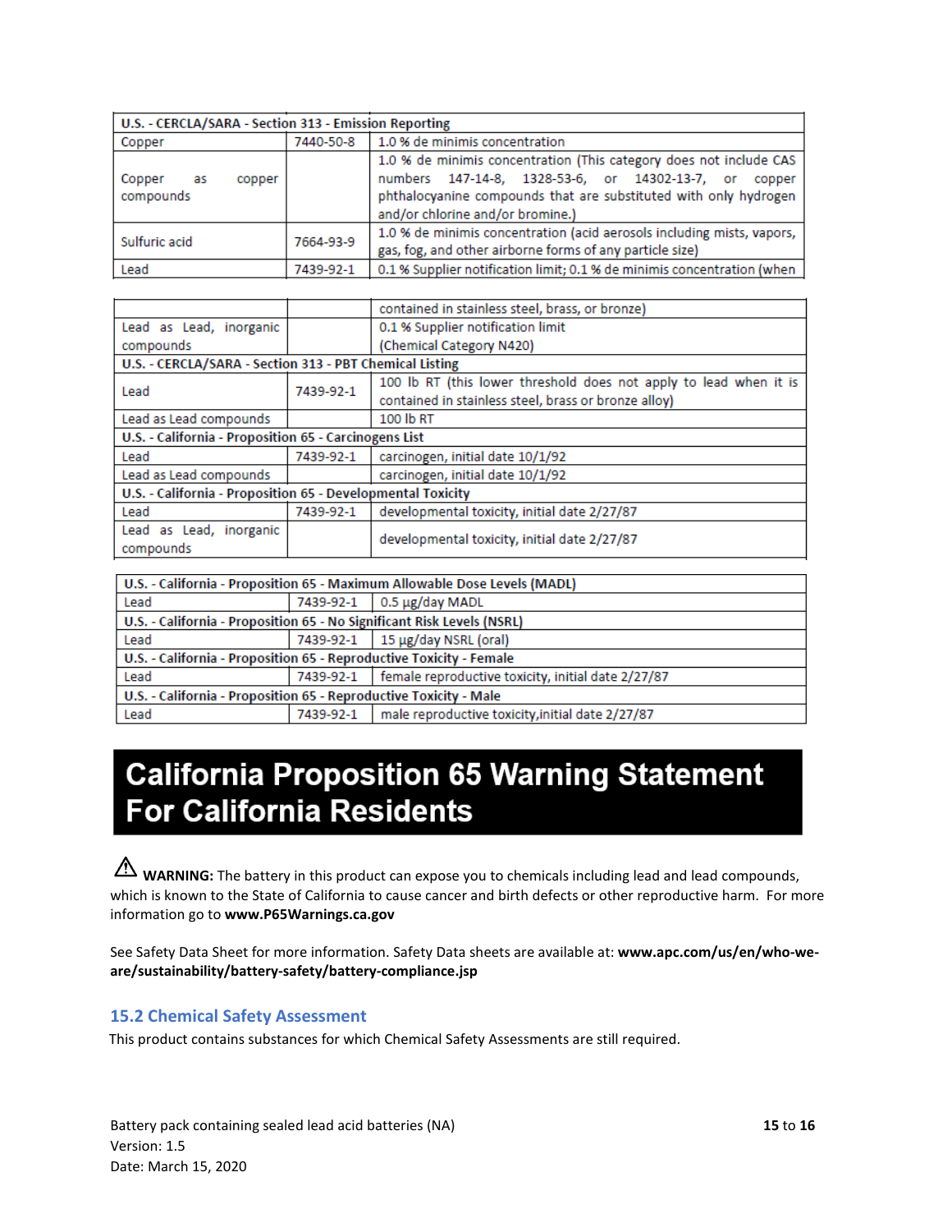| U.S. - CERCLA/SARA - Section 313 - Emission Reporting | | |
|---|---|---|
| Copper | 7440-50-8 | 1.0 % de minimis concentration |
| Copper as copper compounds | | 1.0 % de minimis concentration (This category does not include CAS numbers 147-14-8, 1328-53-6, or 14302-13-7, or copper phthalocyanine compounds that are substituted with only hydrogen and/or chlorine and/or bromine.) |
| Sulfuric acid | 7664-93-9 | 1.0 % de minimis concentration (acid aerosols including mists, vapors, gas, fog, and other airborne forms of any particle size) |
| Lead | 7439-92-1 | 0.1 % Supplier notification limit; 0.1 % de minimis concentration (when contained in stainless steel, brass, or bronze) |
| Lead as Lead, inorganic compounds | | 0.1 % Supplier notification limit (Chemical Category N420) |
| **U.S. - CERCLA/SARA - Section 313 - PBT Chemical Listing** | | |
| Lead | 7439-92-1 | 100 lb RT (this lower threshold does not apply to lead when it is contained in stainless steel, brass or bronze alloy) |
| Lead as Lead compounds | | 100 lb RT |
| **U.S. - California - Proposition 65 - Carcinogens List** | | |
| Lead | 7439-92-1 | carcinogen, initial date 10/1/92 |
| Lead as Lead compounds | | carcinogen, initial date 10/1/92 |
| **U.S. - California - Proposition 65 - Developmental Toxicity** | | |
| Lead | 7439-92-1 | developmental toxicity, initial date 2/27/87 |
| Lead as Lead, inorganic compounds | | developmental toxicity, initial date 2/27/87 |

| U.S. - California - Proposition 65 - Maximum Allowable Dose Levels (MADL) | | |
|---|---|---|
| Lead | 7439-92-1 | 0.5 µg/day MADL |
| **U.S. - California - Proposition 65 - No Significant Risk Levels (NSRL)** | | |
| Lead | 7439-92-1 | 15 µg/day NSRL (oral) |
| **U.S. - California - Proposition 65 - Reproductive Toxicity - Female** | | |
| Lead | 7439-92-1 | female reproductive toxicity, initial date 2/27/87 |
| **U.S. - California - Proposition 65 - Reproductive Toxicity - Male** | | |
| Lead | 7439-92-1 | male reproductive toxicity,initial date 2/27/87 |

# California Proposition 65 Warning Statement For California Residents

⚠ **WARNING:** The battery in this product can expose you to chemicals including lead and lead compounds, which is known to the State of California to cause cancer and birth defects or other reproductive harm. For more information go to **www.P65Warnings.ca.gov**

See Safety Data Sheet for more information. Safety Data sheets are available at: **www.apc.com/us/en/who-we-are/sustainability/battery-safety/battery-compliance.jsp**

## 15.2 Chemical Safety Assessment

This product contains substances for which Chemical Safety Assessments are still required.

Battery pack containing sealed lead acid batteries (NA)
Version: 1.5
Date: March 15, 2020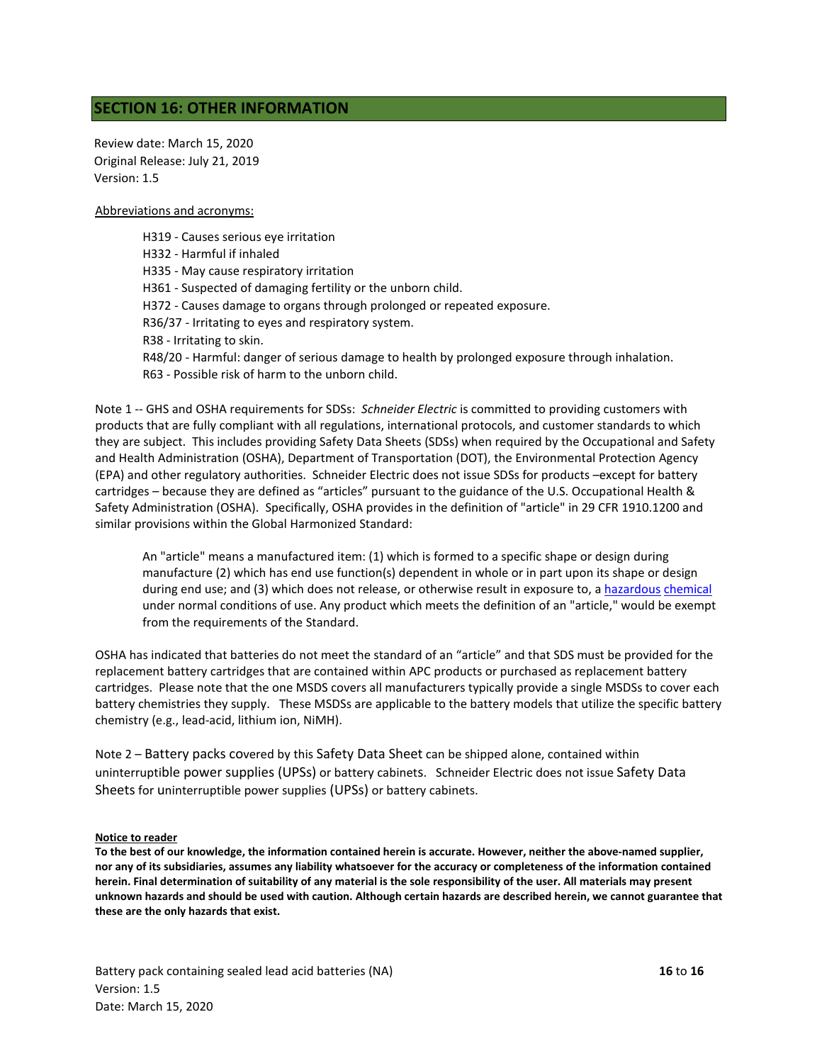## SECTION 16: OTHER INFORMATION

Review date: March 15, 2020
Original Release: July 21, 2019
Version: 1.5

Abbreviations and acronyms:

H319 - Causes serious eye irritation
H332 - Harmful if inhaled
H335 - May cause respiratory irritation
H361 - Suspected of damaging fertility or the unborn child.
H372 - Causes damage to organs through prolonged or repeated exposure.
R36/37 - Irritating to eyes and respiratory system.
R38 - Irritating to skin.
R48/20 - Harmful: danger of serious damage to health by prolonged exposure through inhalation.
R63 - Possible risk of harm to the unborn child.

Note 1 -- GHS and OSHA requirements for SDSs: *Schneider Electric* is committed to providing customers with products that are fully compliant with all regulations, international protocols, and customer standards to which they are subject. This includes providing Safety Data Sheets (SDSs) when required by the Occupational and Safety and Health Administration (OSHA), Department of Transportation (DOT), the Environmental Protection Agency (EPA) and other regulatory authorities. Schneider Electric does not issue SDSs for products –except for battery cartridges – because they are defined as "articles" pursuant to the guidance of the U.S. Occupational Health & Safety Administration (OSHA). Specifically, OSHA provides in the definition of "article" in 29 CFR 1910.1200 and similar provisions within the Global Harmonized Standard:

> An "article" means a manufactured item: (1) which is formed to a specific shape or design during manufacture (2) which has end use function(s) dependent in whole or in part upon its shape or design during end use; and (3) which does not release, or otherwise result in exposure to, a hazardous chemical under normal conditions of use. Any product which meets the definition of an "article," would be exempt from the requirements of the Standard.

OSHA has indicated that batteries do not meet the standard of an "article" and that SDS must be provided for the replacement battery cartridges that are contained within APC products or purchased as replacement battery cartridges. Please note that the one MSDS covers all manufacturers typically provide a single MSDSs to cover each battery chemistries they supply. These MSDSs are applicable to the battery models that utilize the specific battery chemistry (e.g., lead-acid, lithium ion, NiMH).

Note 2 – Battery packs covered by this Safety Data Sheet can be shipped alone, contained within uninterruptible power supplies (UPSs) or battery cabinets. Schneider Electric does not issue Safety Data Sheets for uninterruptible power supplies (UPSs) or battery cabinets.

**Notice to reader**

**To the best of our knowledge, the information contained herein is accurate. However, neither the above-named supplier, nor any of its subsidiaries, assumes any liability whatsoever for the accuracy or completeness of the information contained herein. Final determination of suitability of any material is the sole responsibility of the user. All materials may present unknown hazards and should be used with caution. Although certain hazards are described herein, we cannot guarantee that these are the only hazards that exist.**